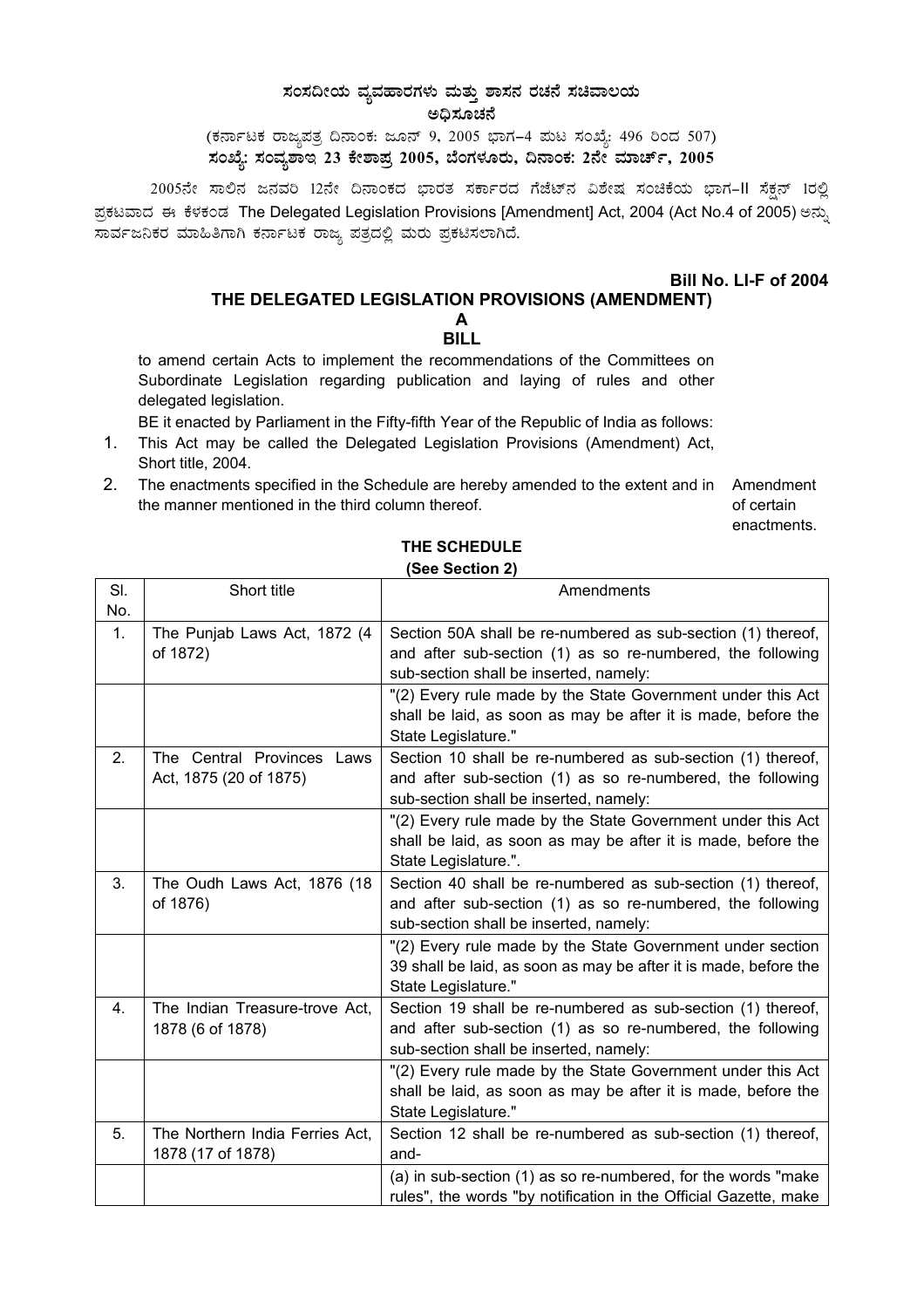# ಸಂಸದೀಯ ವ್ಯವಹಾರಗಳು ಮತ್ತು ಶಾಸನ ರಚನೆ ಸಚಿವಾಲಯ

## ಅಧಿಸೂಚನೆ

(ಕರ್ನಾಟಕ ರಾಜ್ಯಪತ್ರ ದಿನಾಂಕ: ಜೂನ್ 9, 2005 ಭಾಗ–4 ಪುಟ ಸಂಖ್ಯೆ: 496 ರಿಂದ 507)

**ಸಂಖ್ಯೆ: ಸಂವ್ಯಶಾಇ 23 ಕೇಶಾಪ್ರ 2005, ಬೆಂಗಳೂರು, ದಿನಾಂಕ: 2ನೇ ಮಾರ್ಚ್, 2005**

2005ನೇ ಸಾಲಿನ ಜನವರಿ 12ನೇ ದಿನಾಂಕದ ಭಾರತ ಸರ್ಕಾರದ ಗೆಜೆಟ್‌ನ ವಿಶೇಷ ಸಂಚಿಕೆಯ ಭಾಗ–II ಸೆಕ್ಷನ್ 1ರಲ್ಲಿ ಪ್ರಕಟವಾದ ಈ ಕೆಳಕಂಡ The Delegated Legislation Provisions [Amendment] Act, 2004 (Act No.4 of 2005) ಅನ್ನು ಸಾರ್ವಜನಿಕರ ಮಾಹಿತಿಗಾಗಿ ಕರ್ನಾಟಕ ರಾಜ್ಯ ಪತ್ರದಲ್ಲಿ ಮರು ಪ್ರಕಟಿಸಲಾಗಿದೆ.

**Bill No. LI-F of 2004**

## THE DELEGATED LEGISLATION PROVISIONS (AMENDMENT)

**A**

**BILL**

to amend certain Acts to implement the recommendations of the Committees on Subordinate Legislation regarding publication and laying of rules and other delegated legislation.

BE it enacted by Parliament in the Fifty-fifth Year of the Republic of India as follows:

1. This Act may be called the Delegated Legislation Provisions (Amendment) Act, Short title, 2004.
2. The enactments specified in the Schedule are hereby amended to the extent and in the manner mentioned in the third column thereof. *Amendment of certain enactments.*

**THE SCHEDULE**

**(See Section 2)**

| Sl. No. | Short title | Amendments |
|---|---|---|
| 1. | The Punjab Laws Act, 1872 (4 of 1872) | Section 50A shall be re-numbered as sub-section (1) thereof, and after sub-section (1) as so re-numbered, the following sub-section shall be inserted, namely: |
| | | "(2) Every rule made by the State Government under this Act shall be laid, as soon as may be after it is made, before the State Legislature." |
| 2. | The Central Provinces Laws Act, 1875 (20 of 1875) | Section 10 shall be re-numbered as sub-section (1) thereof, and after sub-section (1) as so re-numbered, the following sub-section shall be inserted, namely: |
| | | "(2) Every rule made by the State Government under this Act shall be laid, as soon as may be after it is made, before the State Legislature.". |
| 3. | The Oudh Laws Act, 1876 (18 of 1876) | Section 40 shall be re-numbered as sub-section (1) thereof, and after sub-section (1) as so re-numbered, the following sub-section shall be inserted, namely: |
| | | "(2) Every rule made by the State Government under section 39 shall be laid, as soon as may be after it is made, before the State Legislature." |
| 4. | The Indian Treasure-trove Act, 1878 (6 of 1878) | Section 19 shall be re-numbered as sub-section (1) thereof, and after sub-section (1) as so re-numbered, the following sub-section shall be inserted, namely: |
| | | "(2) Every rule made by the State Government under this Act shall be laid, as soon as may be after it is made, before the State Legislature." |
| 5. | The Northern India Ferries Act, 1878 (17 of 1878) | Section 12 shall be re-numbered as sub-section (1) thereof, and- |
| | | (a) in sub-section (1) as so re-numbered, for the words "make rules", the words "by notification in the Official Gazette, make |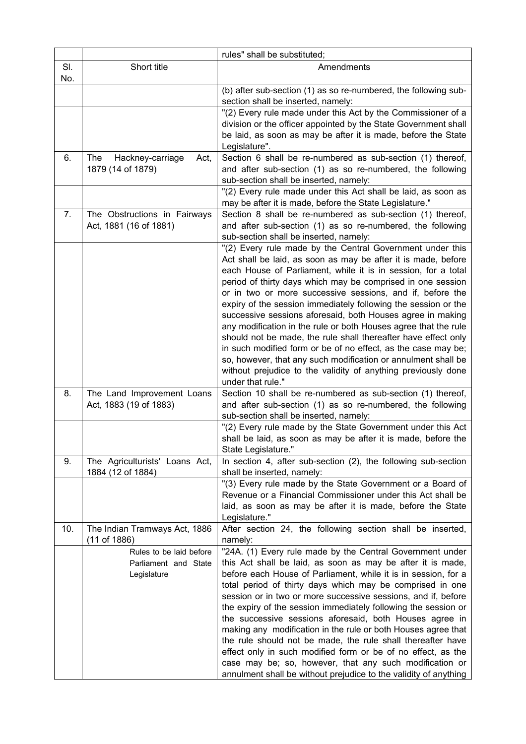| Sl. No. | Short title | Amendments |
|---|---|---|
| | | rules" shall be substituted; |
| | | (b) after sub-section (1) as so re-numbered, the following sub-section shall be inserted, namely: |
| | | "(2) Every rule made under this Act by the Commissioner of a division or the officer appointed by the State Government shall be laid, as soon as may be after it is made, before the State Legislature". |
| 6. | The Hackney-carriage Act, 1879 (14 of 1879) | Section 6 shall be re-numbered as sub-section (1) thereof, and after sub-section (1) as so re-numbered, the following sub-section shall be inserted, namely: |
| | | "(2) Every rule made under this Act shall be laid, as soon as may be after it is made, before the State Legislature." |
| 7. | The Obstructions in Fairways Act, 1881 (16 of 1881) | Section 8 shall be re-numbered as sub-section (1) thereof, and after sub-section (1) as so re-numbered, the following sub-section shall be inserted, namely: |
| | | "(2) Every rule made by the Central Government under this Act shall be laid, as soon as may be after it is made, before each House of Parliament, while it is in session, for a total period of thirty days which may be comprised in one session or in two or more successive sessions, and if, before the expiry of the session immediately following the session or the successive sessions aforesaid, both Houses agree in making any modification in the rule or both Houses agree that the rule should not be made, the rule shall thereafter have effect only in such modified form or be of no effect, as the case may be; so, however, that any such modification or annulment shall be without prejudice to the validity of anything previously done under that rule." |
| 8. | The Land Improvement Loans Act, 1883 (19 of 1883) | Section 10 shall be re-numbered as sub-section (1) thereof, and after sub-section (1) as so re-numbered, the following sub-section shall be inserted, namely: |
| | | "(2) Every rule made by the State Government under this Act shall be laid, as soon as may be after it is made, before the State Legislature." |
| 9. | The Agriculturists' Loans Act, 1884 (12 of 1884) | In section 4, after sub-section (2), the following sub-section shall be inserted, namely: |
| | | "(3) Every rule made by the State Government or a Board of Revenue or a Financial Commissioner under this Act shall be laid, as soon as may be after it is made, before the State Legislature." |
| 10. | The Indian Tramways Act, 1886 (11 of 1886) | After section 24, the following section shall be inserted, namely: |
| | Rules to be laid before Parliament and State Legislature | "24A. (1) Every rule made by the Central Government under this Act shall be laid, as soon as may be after it is made, before each House of Parliament, while it is in session, for a total period of thirty days which may be comprised in one session or in two or more successive sessions, and if, before the expiry of the session immediately following the session or the successive sessions aforesaid, both Houses agree in making any modification in the rule or both Houses agree that the rule should not be made, the rule shall thereafter have effect only in such modified form or be of no effect, as the case may be; so, however, that any such modification or annulment shall be without prejudice to the validity of anything |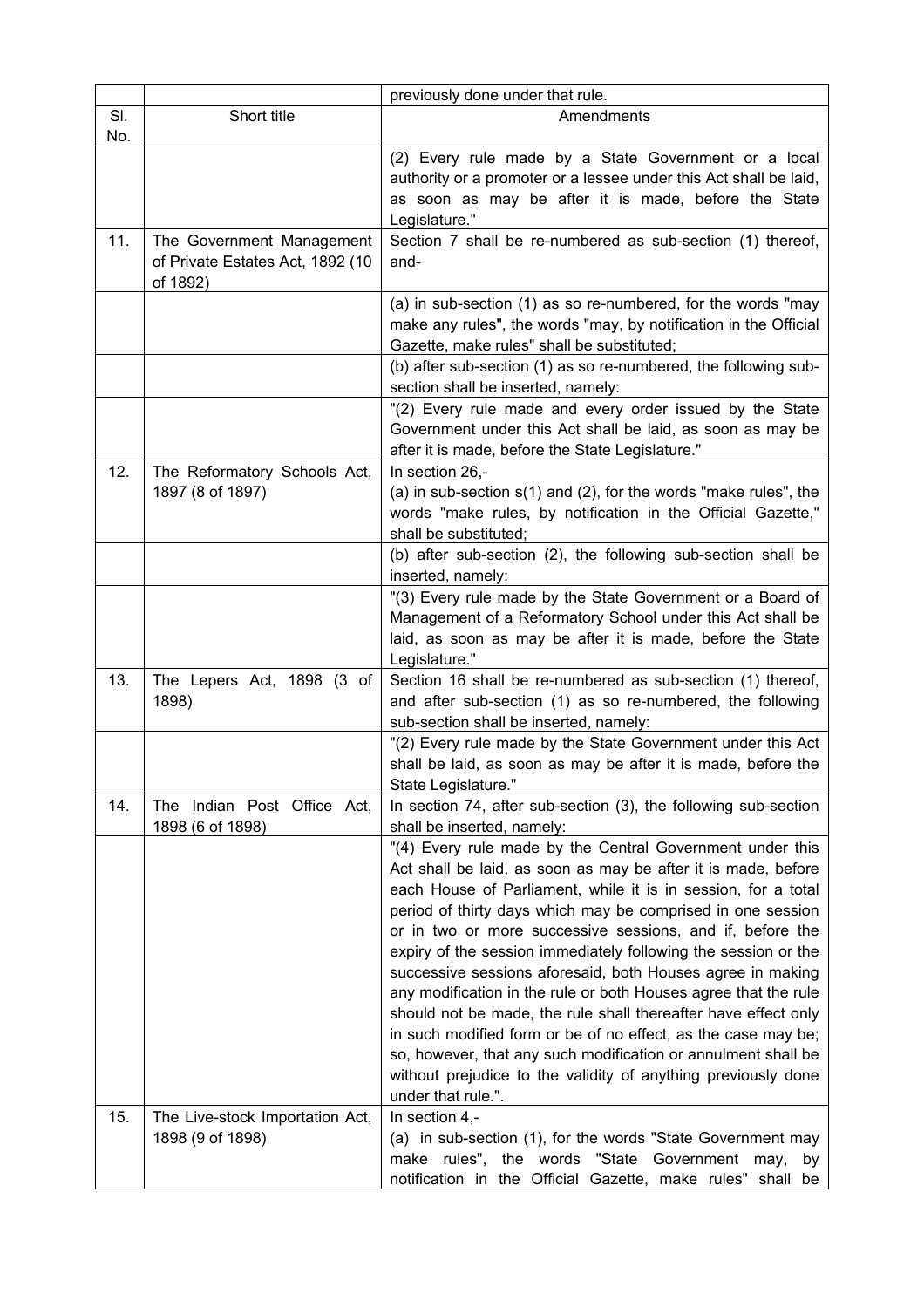| | | |
|---|---|---|
| | | previously done under that rule. |
| Sl. No. | Short title | Amendments |
| | | (2) Every rule made by a State Government or a local authority or a promoter or a lessee under this Act shall be laid, as soon as may be after it is made, before the State Legislature." |
| 11. | The Government Management of Private Estates Act, 1892 (10 of 1892) | Section 7 shall be re-numbered as sub-section (1) thereof, and- |
| | | (a) in sub-section (1) as so re-numbered, for the words "may make any rules", the words "may, by notification in the Official Gazette, make rules" shall be substituted; |
| | | (b) after sub-section (1) as so re-numbered, the following sub-section shall be inserted, namely: |
| | | "(2) Every rule made and every order issued by the State Government under this Act shall be laid, as soon as may be after it is made, before the State Legislature." |
| 12. | The Reformatory Schools Act, 1897 (8 of 1897) | In section 26,- (a) in sub-section s(1) and (2), for the words "make rules", the words "make rules, by notification in the Official Gazette," shall be substituted; |
| | | (b) after sub-section (2), the following sub-section shall be inserted, namely: |
| | | "(3) Every rule made by the State Government or a Board of Management of a Reformatory School under this Act shall be laid, as soon as may be after it is made, before the State Legislature." |
| 13. | The Lepers Act, 1898 (3 of 1898) | Section 16 shall be re-numbered as sub-section (1) thereof, and after sub-section (1) as so re-numbered, the following sub-section shall be inserted, namely: |
| | | "(2) Every rule made by the State Government under this Act shall be laid, as soon as may be after it is made, before the State Legislature." |
| 14. | The Indian Post Office Act, 1898 (6 of 1898) | In section 74, after sub-section (3), the following sub-section shall be inserted, namely: |
| | | "(4) Every rule made by the Central Government under this Act shall be laid, as soon as may be after it is made, before each House of Parliament, while it is in session, for a total period of thirty days which may be comprised in one session or in two or more successive sessions, and if, before the expiry of the session immediately following the session or the successive sessions aforesaid, both Houses agree in making any modification in the rule or both Houses agree that the rule should not be made, the rule shall thereafter have effect only in such modified form or be of no effect, as the case may be; so, however, that any such modification or annulment shall be without prejudice to the validity of anything previously done under that rule.". |
| 15. | The Live-stock Importation Act, 1898 (9 of 1898) | In section 4,- (a) in sub-section (1), for the words "State Government may make rules", the words "State Government may, by notification in the Official Gazette, make rules" shall be |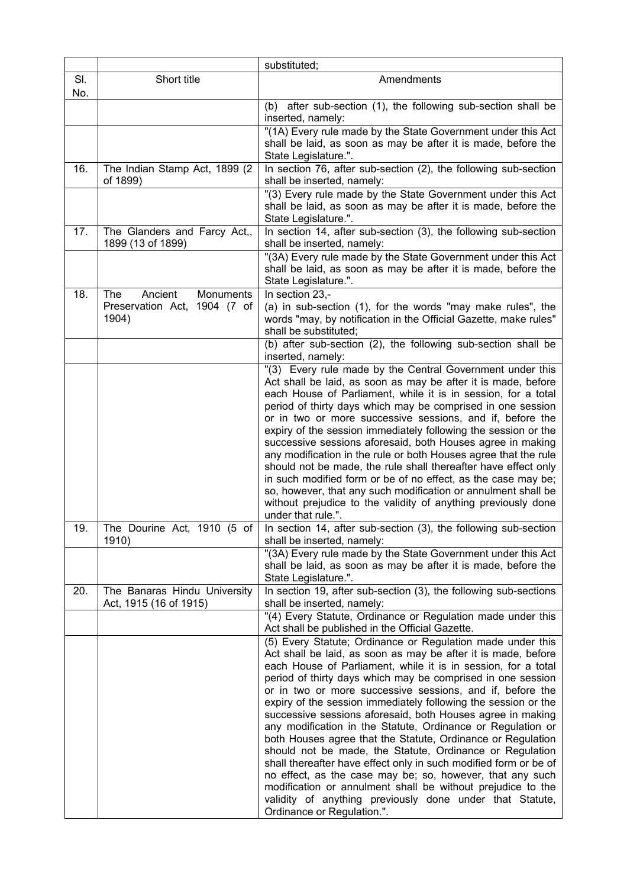| | | substituted; |
|---|---|---|
| Sl. No. | Short title | Amendments |
| | | (b) after sub-section (1), the following sub-section shall be inserted, namely: |
| | | "(1A) Every rule made by the State Government under this Act shall be laid, as soon as may be after it is made, before the State Legislature.". |
| 16. | The Indian Stamp Act, 1899 (2 of 1899) | In section 76, after sub-section (2), the following sub-section shall be inserted, namely: |
| | | "(3) Every rule made by the State Government under this Act shall be laid, as soon as may be after it is made, before the State Legislature.". |
| 17. | The Glanders and Farcy Act,, 1899 (13 of 1899) | In section 14, after sub-section (3), the following sub-section shall be inserted, namely: |
| | | "(3A) Every rule made by the State Government under this Act shall be laid, as soon as may be after it is made, before the State Legislature.". |
| 18. | The Ancient Monuments Preservation Act, 1904 (7 of 1904) | In section 23,-<br>(a) in sub-section (1), for the words "may make rules", the words "may, by notification in the Official Gazette, make rules" shall be substituted; |
| | | (b) after sub-section (2), the following sub-section shall be inserted, namely: |
| | | "(3) Every rule made by the Central Government under this Act shall be laid, as soon as may be after it is made, before each House of Parliament, while it is in session, for a total period of thirty days which may be comprised in one session or in two or more successive sessions, and if, before the expiry of the session immediately following the session or the successive sessions aforesaid, both Houses agree in making any modification in the rule or both Houses agree that the rule should not be made, the rule shall thereafter have effect only in such modified form or be of no effect, as the case may be; so, however, that any such modification or annulment shall be without prejudice to the validity of anything previously done under that rule.". |
| 19. | The Dourine Act, 1910 (5 of 1910) | In section 14, after sub-section (3), the following sub-section shall be inserted, namely: |
| | | "(3A) Every rule made by the State Government under this Act shall be laid, as soon as may be after it is made, before the State Legislature.". |
| 20. | The Banaras Hindu University Act, 1915 (16 of 1915) | In section 19, after sub-section (3), the following sub-sections shall be inserted, namely: |
| | | "(4) Every Statute, Ordinance or Regulation made under this Act shall be published in the Official Gazette. |
| | | (5) Every Statute; Ordinance or Regulation made under this Act shall be laid, as soon as may be after it is made, before each House of Parliament, while it is in session, for a total period of thirty days which may be comprised in one session or in two or more successive sessions, and if, before the expiry of the session immediately following the session or the successive sessions aforesaid, both Houses agree in making any modification in the Statute, Ordinance or Regulation or both Houses agree that the Statute, Ordinance or Regulation should not be made, the Statute, Ordinance or Regulation shall thereafter have effect only in such modified form or be of no effect, as the case may be; so, however, that any such modification or annulment shall be without prejudice to the validity of anything previously done under that Statute, Ordinance or Regulation.". |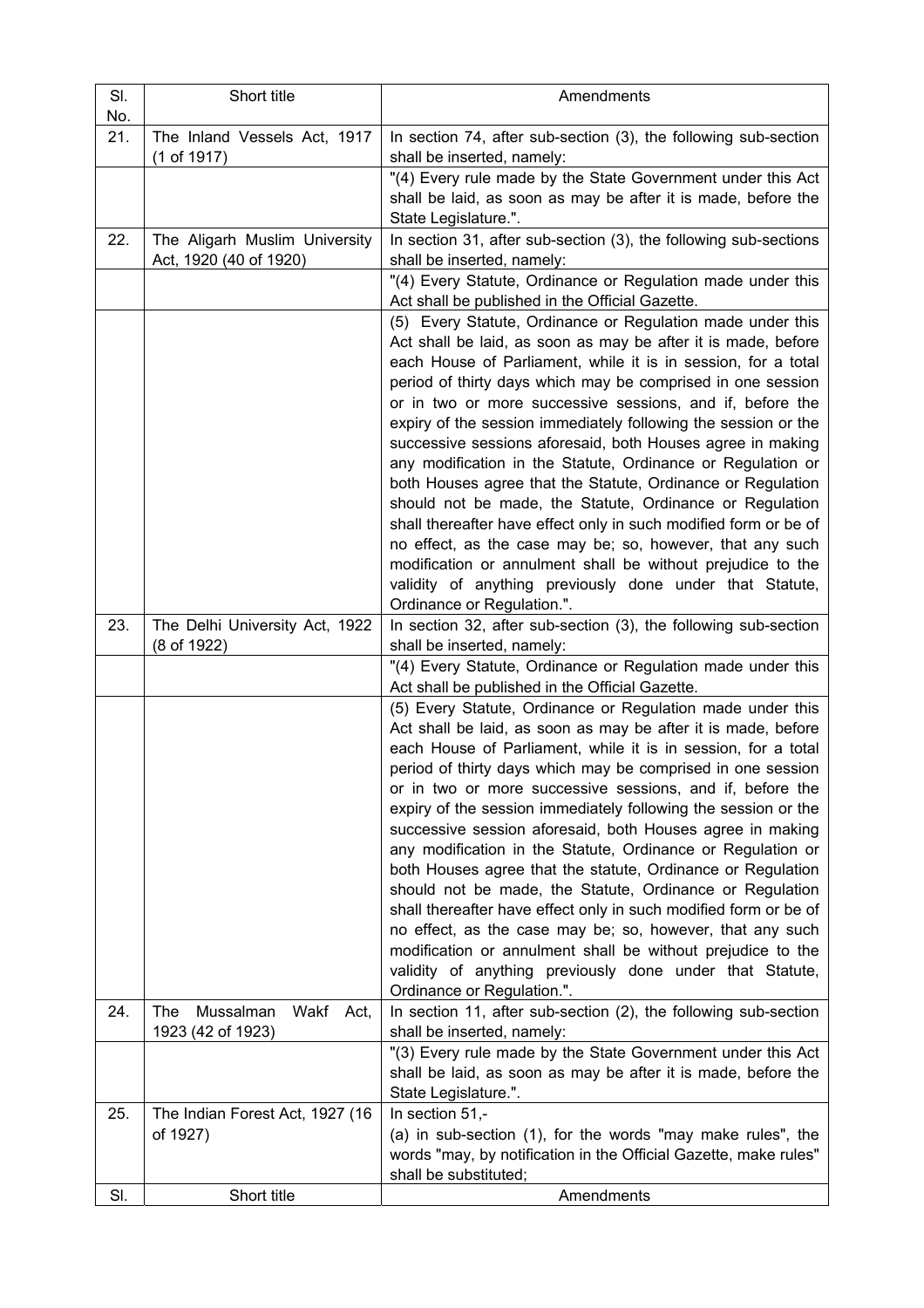| Sl. No. | Short title | Amendments |
|---|---|---|
| 21. | The Inland Vessels Act, 1917 (1 of 1917) | In section 74, after sub-section (3), the following sub-section shall be inserted, namely: |
| | | "(4) Every rule made by the State Government under this Act shall be laid, as soon as may be after it is made, before the State Legislature.". |
| 22. | The Aligarh Muslim University Act, 1920 (40 of 1920) | In section 31, after sub-section (3), the following sub-sections shall be inserted, namely: |
| | | "(4) Every Statute, Ordinance or Regulation made under this Act shall be published in the Official Gazette. |
| | | (5) Every Statute, Ordinance or Regulation made under this Act shall be laid, as soon as may be after it is made, before each House of Parliament, while it is in session, for a total period of thirty days which may be comprised in one session or in two or more successive sessions, and if, before the expiry of the session immediately following the session or the successive sessions aforesaid, both Houses agree in making any modification in the Statute, Ordinance or Regulation or both Houses agree that the Statute, Ordinance or Regulation should not be made, the Statute, Ordinance or Regulation shall thereafter have effect only in such modified form or be of no effect, as the case may be; so, however, that any such modification or annulment shall be without prejudice to the validity of anything previously done under that Statute, Ordinance or Regulation.". |
| 23. | The Delhi University Act, 1922 (8 of 1922) | In section 32, after sub-section (3), the following sub-section shall be inserted, namely: |
| | | "(4) Every Statute, Ordinance or Regulation made under this Act shall be published in the Official Gazette. |
| | | (5) Every Statute, Ordinance or Regulation made under this Act shall be laid, as soon as may be after it is made, before each House of Parliament, while it is in session, for a total period of thirty days which may be comprised in one session or in two or more successive sessions, and if, before the expiry of the session immediately following the session or the successive session aforesaid, both Houses agree in making any modification in the Statute, Ordinance or Regulation or both Houses agree that the statute, Ordinance or Regulation should not be made, the Statute, Ordinance or Regulation shall thereafter have effect only in such modified form or be of no effect, as the case may be; so, however, that any such modification or annulment shall be without prejudice to the validity of anything previously done under that Statute, Ordinance or Regulation.". |
| 24. | The Mussalman Wakf Act, 1923 (42 of 1923) | In section 11, after sub-section (2), the following sub-section shall be inserted, namely: |
| | | "(3) Every rule made by the State Government under this Act shall be laid, as soon as may be after it is made, before the State Legislature.". |
| 25. | The Indian Forest Act, 1927 (16 of 1927) | In section 51,-<br>(a) in sub-section (1), for the words "may make rules", the words "may, by notification in the Official Gazette, make rules" shall be substituted; |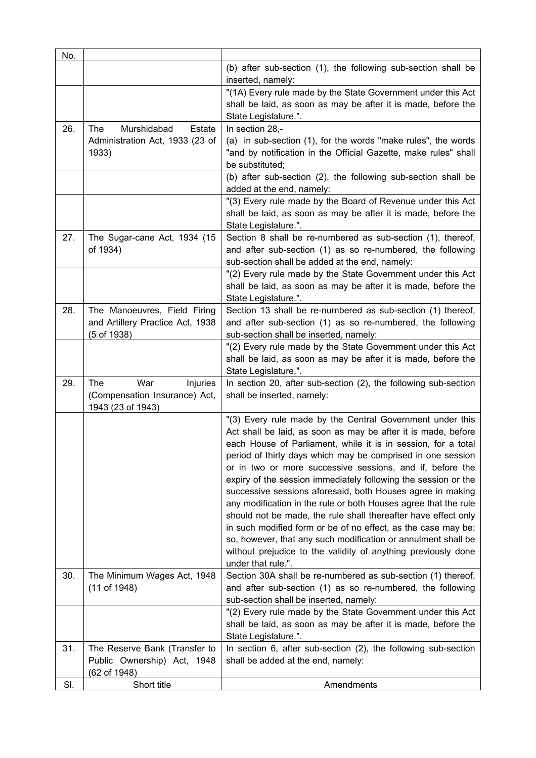| No. | | |
|---|---|---|
| | | (b) after sub-section (1), the following sub-section shall be inserted, namely: |
| | | "(1A) Every rule made by the State Government under this Act shall be laid, as soon as may be after it is made, before the State Legislature.". |
| 26. | The Murshidabad Estate Administration Act, 1933 (23 of 1933) | In section 28,- (a) in sub-section (1), for the words "make rules", the words "and by notification in the Official Gazette, make rules" shall be substituted; |
| | | (b) after sub-section (2), the following sub-section shall be added at the end, namely: |
| | | "(3) Every rule made by the Board of Revenue under this Act shall be laid, as soon as may be after it is made, before the State Legislature.". |
| 27. | The Sugar-cane Act, 1934 (15 of 1934) | Section 8 shall be re-numbered as sub-section (1), thereof, and after sub-section (1) as so re-numbered, the following sub-section shall be added at the end, namely: |
| | | "(2) Every rule made by the State Government under this Act shall be laid, as soon as may be after it is made, before the State Legislature.". |
| 28. | The Manoeuvres, Field Firing and Artillery Practice Act, 1938 (5 of 1938) | Section 13 shall be re-numbered as sub-section (1) thereof, and after sub-section (1) as so re-numbered, the following sub-section shall be inserted, namely: |
| | | "(2) Every rule made by the State Government under this Act shall be laid, as soon as may be after it is made, before the State Legislature.". |
| 29. | The War Injuries (Compensation Insurance) Act, 1943 (23 of 1943) | In section 20, after sub-section (2), the following sub-section shall be inserted, namely: |
| | | "(3) Every rule made by the Central Government under this Act shall be laid, as soon as may be after it is made, before each House of Parliament, while it is in session, for a total period of thirty days which may be comprised in one session or in two or more successive sessions, and if, before the expiry of the session immediately following the session or the successive sessions aforesaid, both Houses agree in making any modification in the rule or both Houses agree that the rule should not be made, the rule shall thereafter have effect only in such modified form or be of no effect, as the case may be; so, however, that any such modification or annulment shall be without prejudice to the validity of anything previously done under that rule.". |
| 30. | The Minimum Wages Act, 1948 (11 of 1948) | Section 30A shall be re-numbered as sub-section (1) thereof, and after sub-section (1) as so re-numbered, the following sub-section shall be inserted, namely: |
| | | "(2) Every rule made by the State Government under this Act shall be laid, as soon as may be after it is made, before the State Legislature.". |
| 31. | The Reserve Bank (Transfer to Public Ownership) Act, 1948 (62 of 1948) | In section 6, after sub-section (2), the following sub-section shall be added at the end, namely: |
| Sl. | Short title | Amendments |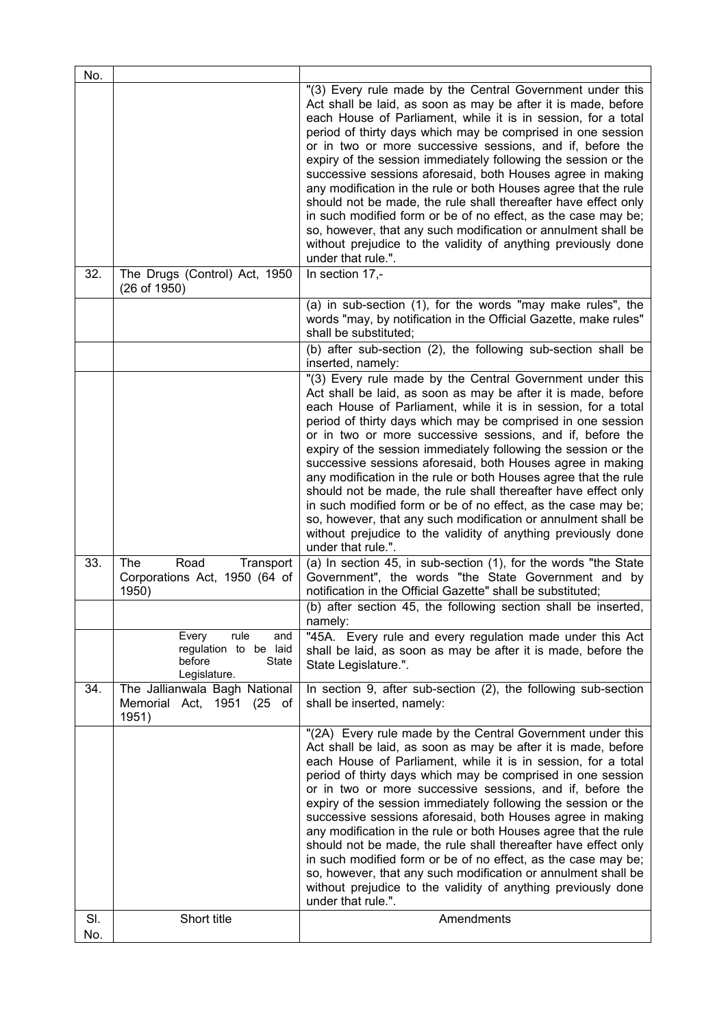| No. | | |
|---|---|---|
| | | "(3) Every rule made by the Central Government under this Act shall be laid, as soon as may be after it is made, before each House of Parliament, while it is in session, for a total period of thirty days which may be comprised in one session or in two or more successive sessions, and if, before the expiry of the session immediately following the session or the successive sessions aforesaid, both Houses agree in making any modification in the rule or both Houses agree that the rule should not be made, the rule shall thereafter have effect only in such modified form or be of no effect, as the case may be; so, however, that any such modification or annulment shall be without prejudice to the validity of anything previously done under that rule.". |
| 32. | The Drugs (Control) Act, 1950 (26 of 1950) | In section 17,- |
| | | (a) in sub-section (1), for the words "may make rules", the words "may, by notification in the Official Gazette, make rules" shall be substituted; |
| | | (b) after sub-section (2), the following sub-section shall be inserted, namely: |
| | | "(3) Every rule made by the Central Government under this Act shall be laid, as soon as may be after it is made, before each House of Parliament, while it is in session, for a total period of thirty days which may be comprised in one session or in two or more successive sessions, and if, before the expiry of the session immediately following the session or the successive sessions aforesaid, both Houses agree in making any modification in the rule or both Houses agree that the rule should not be made, the rule shall thereafter have effect only in such modified form or be of no effect, as the case may be; so, however, that any such modification or annulment shall be without prejudice to the validity of anything previously done under that rule.". |
| 33. | The Road Transport Corporations Act, 1950 (64 of 1950) | (a) In section 45, in sub-section (1), for the words "the State Government", the words "the State Government and by notification in the Official Gazette" shall be substituted; |
| | | (b) after section 45, the following section shall be inserted, namely: |
| | Every rule and regulation to be laid before State Legislature. | "45A. Every rule and every regulation made under this Act shall be laid, as soon as may be after it is made, before the State Legislature.". |
| 34. | The Jallianwala Bagh National Memorial Act, 1951 (25 of 1951) | In section 9, after sub-section (2), the following sub-section shall be inserted, namely: |
| | | "(2A) Every rule made by the Central Government under this Act shall be laid, as soon as may be after it is made, before each House of Parliament, while it is in session, for a total period of thirty days which may be comprised in one session or in two or more successive sessions, and if, before the expiry of the session immediately following the session or the successive sessions aforesaid, both Houses agree in making any modification in the rule or both Houses agree that the rule should not be made, the rule shall thereafter have effect only in such modified form or be of no effect, as the case may be; so, however, that any such modification or annulment shall be without prejudice to the validity of anything previously done under that rule.". |
| Sl. No. | Short title | Amendments |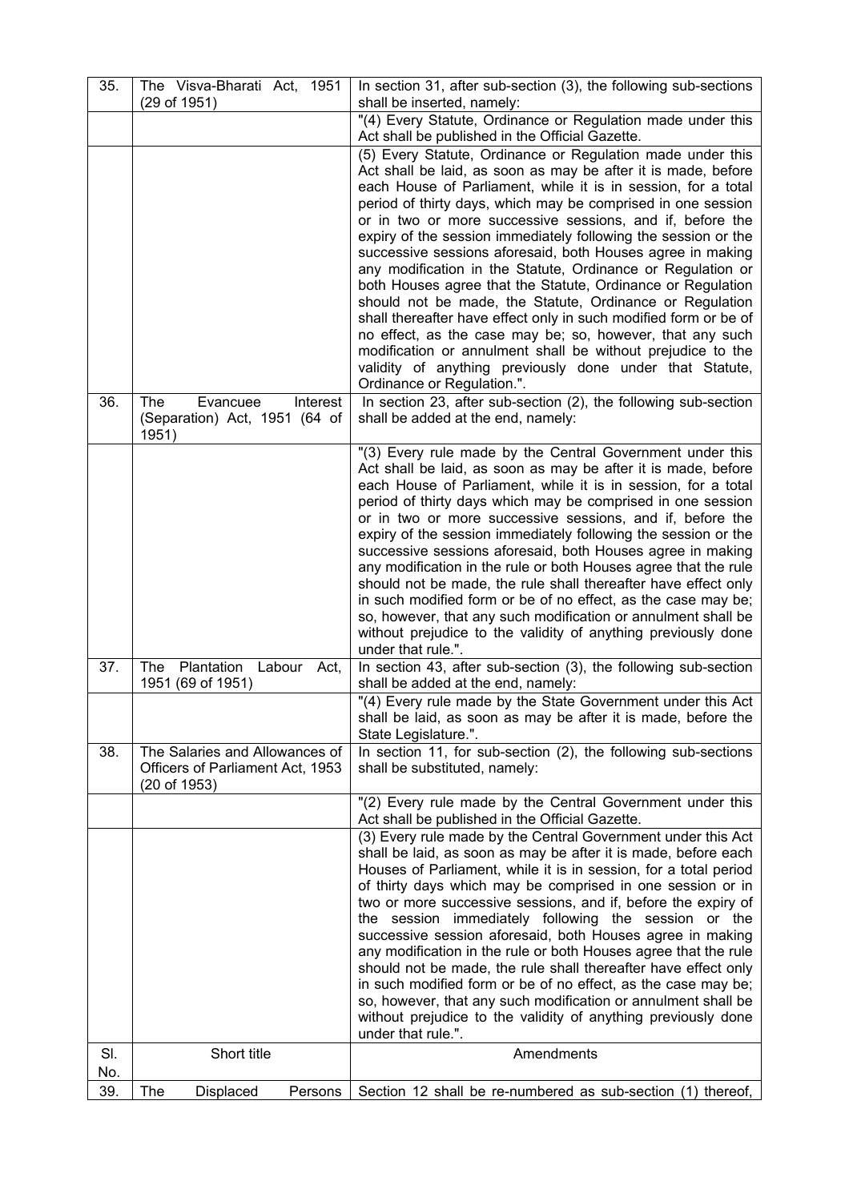| 35. | The Visva-Bharati Act, 1951 (29 of 1951) | In section 31, after sub-section (3), the following sub-sections shall be inserted, namely: |
|---|---|---|
| | | "(4) Every Statute, Ordinance or Regulation made under this Act shall be published in the Official Gazette. |
| | | (5) Every Statute, Ordinance or Regulation made under this Act shall be laid, as soon as may be after it is made, before each House of Parliament, while it is in session, for a total period of thirty days, which may be comprised in one session or in two or more successive sessions, and if, before the expiry of the session immediately following the session or the successive sessions aforesaid, both Houses agree in making any modification in the Statute, Ordinance or Regulation or both Houses agree that the Statute, Ordinance or Regulation should not be made, the Statute, Ordinance or Regulation shall thereafter have effect only in such modified form or be of no effect, as the case may be; so, however, that any such modification or annulment shall be without prejudice to the validity of anything previously done under that Statute, Ordinance or Regulation.". |
| 36. | The Evancuee Interest (Separation) Act, 1951 (64 of 1951) | In section 23, after sub-section (2), the following sub-section shall be added at the end, namely: |
| | | "(3) Every rule made by the Central Government under this Act shall be laid, as soon as may be after it is made, before each House of Parliament, while it is in session, for a total period of thirty days which may be comprised in one session or in two or more successive sessions, and if, before the expiry of the session immediately following the session or the successive sessions aforesaid, both Houses agree in making any modification in the rule or both Houses agree that the rule should not be made, the rule shall thereafter have effect only in such modified form or be of no effect, as the case may be; so, however, that any such modification or annulment shall be without prejudice to the validity of anything previously done under that rule.". |
| 37. | The Plantation Labour Act, 1951 (69 of 1951) | In section 43, after sub-section (3), the following sub-section shall be added at the end, namely: |
| | | "(4) Every rule made by the State Government under this Act shall be laid, as soon as may be after it is made, before the State Legislature.". |
| 38. | The Salaries and Allowances of Officers of Parliament Act, 1953 (20 of 1953) | In section 11, for sub-section (2), the following sub-sections shall be substituted, namely: |
| | | "(2) Every rule made by the Central Government under this Act shall be published in the Official Gazette. |
| | | (3) Every rule made by the Central Government under this Act shall be laid, as soon as may be after it is made, before each Houses of Parliament, while it is in session, for a total period of thirty days which may be comprised in one session or in two or more successive sessions, and if, before the expiry of the session immediately following the session or the successive session aforesaid, both Houses agree in making any modification in the rule or both Houses agree that the rule should not be made, the rule shall thereafter have effect only in such modified form or be of no effect, as the case may be; so, however, that any such modification or annulment shall be without prejudice to the validity of anything previously done under that rule.". |
| Sl. No. | Short title | Amendments |
| 39. | The Displaced Persons | Section 12 shall be re-numbered as sub-section (1) thereof, |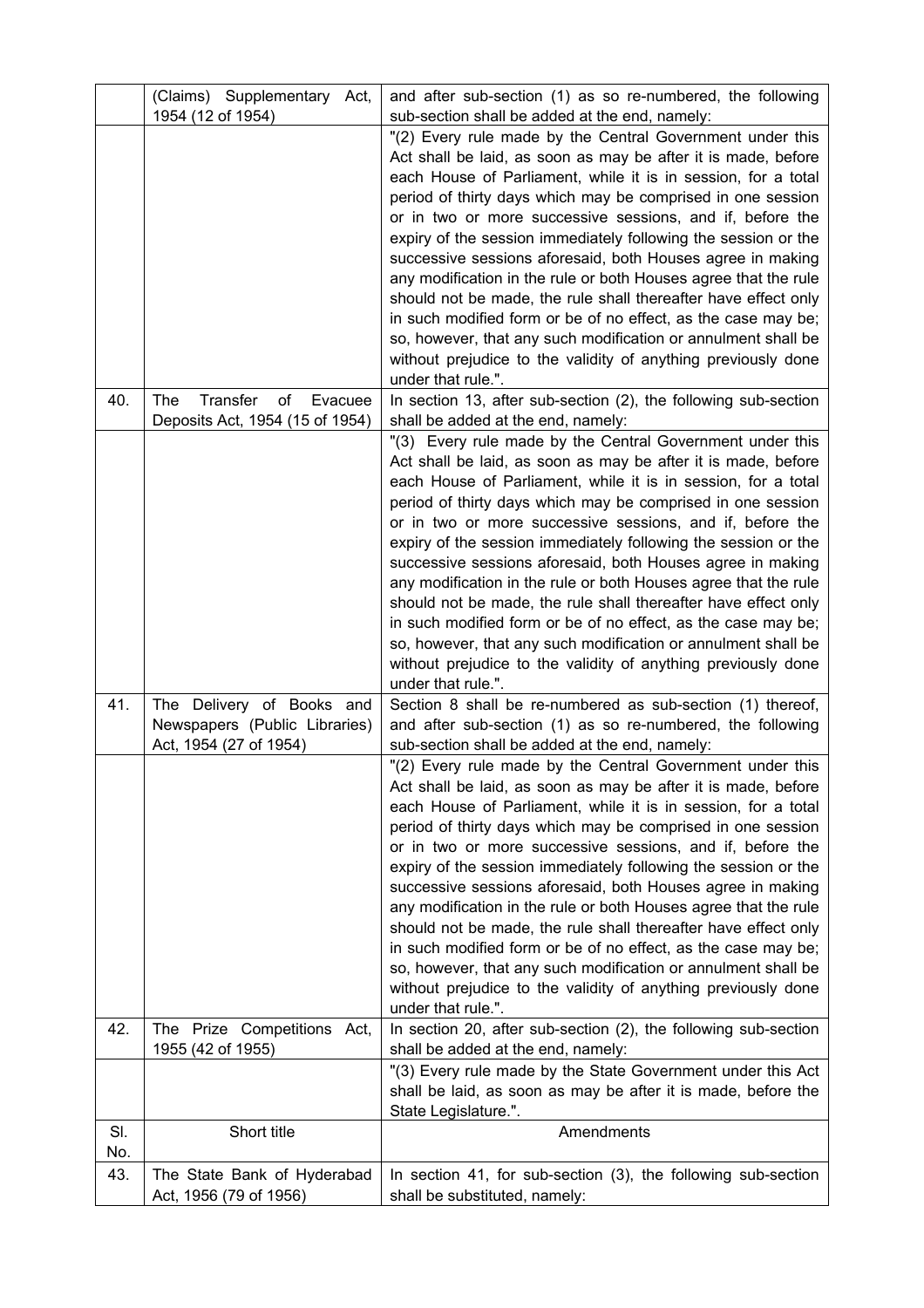| | | |
|---|---|---|
| | (Claims) Supplementary Act, 1954 (12 of 1954) | and after sub-section (1) as so re-numbered, the following sub-section shall be added at the end, namely: |
| | | "(2) Every rule made by the Central Government under this Act shall be laid, as soon as may be after it is made, before each House of Parliament, while it is in session, for a total period of thirty days which may be comprised in one session or in two or more successive sessions, and if, before the expiry of the session immediately following the session or the successive sessions aforesaid, both Houses agree in making any modification in the rule or both Houses agree that the rule should not be made, the rule shall thereafter have effect only in such modified form or be of no effect, as the case may be; so, however, that any such modification or annulment shall be without prejudice to the validity of anything previously done under that rule.". |
| 40. | The Transfer of Evacuee Deposits Act, 1954 (15 of 1954) | In section 13, after sub-section (2), the following sub-section shall be added at the end, namely: |
| | | "(3) Every rule made by the Central Government under this Act shall be laid, as soon as may be after it is made, before each House of Parliament, while it is in session, for a total period of thirty days which may be comprised in one session or in two or more successive sessions, and if, before the expiry of the session immediately following the session or the successive sessions aforesaid, both Houses agree in making any modification in the rule or both Houses agree that the rule should not be made, the rule shall thereafter have effect only in such modified form or be of no effect, as the case may be; so, however, that any such modification or annulment shall be without prejudice to the validity of anything previously done under that rule.". |
| 41. | The Delivery of Books and Newspapers (Public Libraries) Act, 1954 (27 of 1954) | Section 8 shall be re-numbered as sub-section (1) thereof, and after sub-section (1) as so re-numbered, the following sub-section shall be added at the end, namely: |
| | | "(2) Every rule made by the Central Government under this Act shall be laid, as soon as may be after it is made, before each House of Parliament, while it is in session, for a total period of thirty days which may be comprised in one session or in two or more successive sessions, and if, before the expiry of the session immediately following the session or the successive sessions aforesaid, both Houses agree in making any modification in the rule or both Houses agree that the rule should not be made, the rule shall thereafter have effect only in such modified form or be of no effect, as the case may be; so, however, that any such modification or annulment shall be without prejudice to the validity of anything previously done under that rule.". |
| 42. | The Prize Competitions Act, 1955 (42 of 1955) | In section 20, after sub-section (2), the following sub-section shall be added at the end, namely: |
| | | "(3) Every rule made by the State Government under this Act shall be laid, as soon as may be after it is made, before the State Legislature.". |
| Sl. No. | Short title | Amendments |
| 43. | The State Bank of Hyderabad Act, 1956 (79 of 1956) | In section 41, for sub-section (3), the following sub-section shall be substituted, namely: |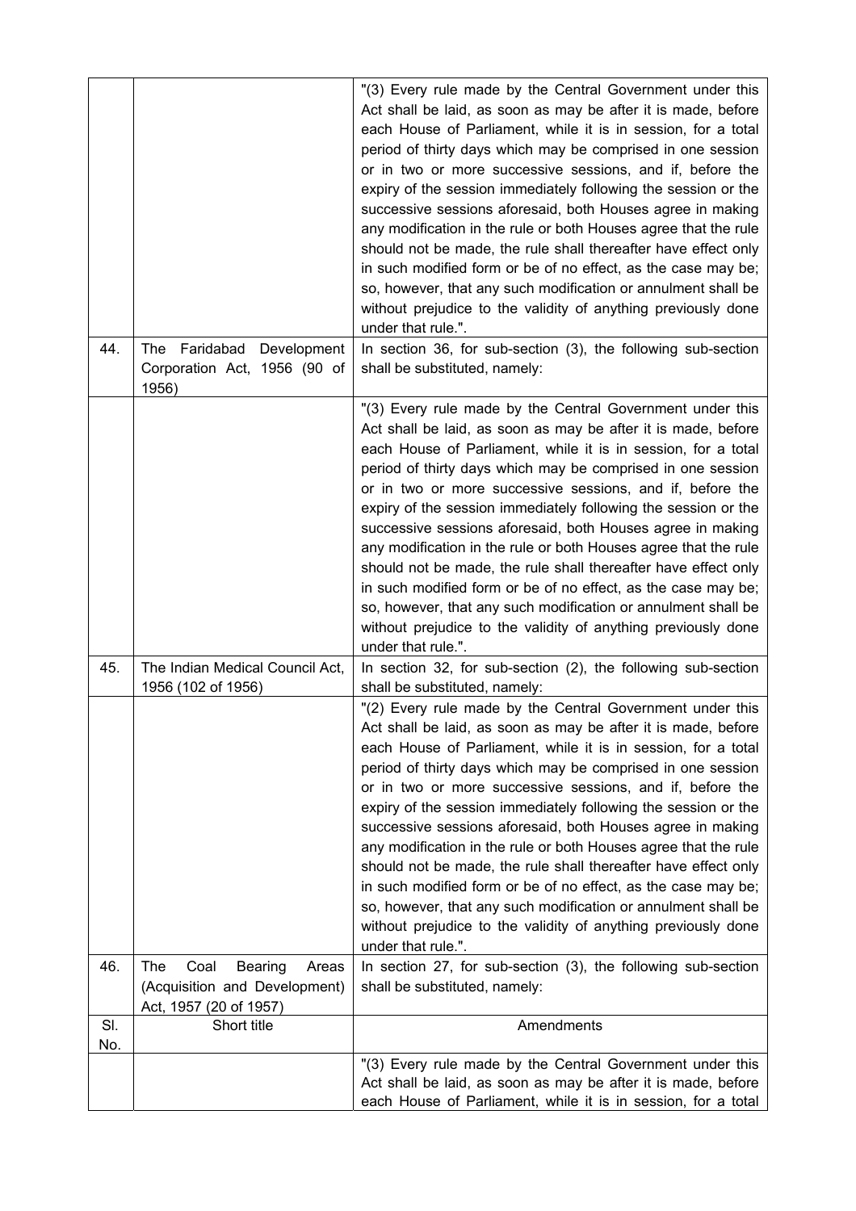| | | |
|---|---|---|
| | | "(3) Every rule made by the Central Government under this Act shall be laid, as soon as may be after it is made, before each House of Parliament, while it is in session, for a total period of thirty days which may be comprised in one session or in two or more successive sessions, and if, before the expiry of the session immediately following the session or the successive sessions aforesaid, both Houses agree in making any modification in the rule or both Houses agree that the rule should not be made, the rule shall thereafter have effect only in such modified form or be of no effect, as the case may be; so, however, that any such modification or annulment shall be without prejudice to the validity of anything previously done under that rule.". |
| 44. | The Faridabad Development Corporation Act, 1956 (90 of 1956) | In section 36, for sub-section (3), the following sub-section shall be substituted, namely: |
| | | "(3) Every rule made by the Central Government under this Act shall be laid, as soon as may be after it is made, before each House of Parliament, while it is in session, for a total period of thirty days which may be comprised in one session or in two or more successive sessions, and if, before the expiry of the session immediately following the session or the successive sessions aforesaid, both Houses agree in making any modification in the rule or both Houses agree that the rule should not be made, the rule shall thereafter have effect only in such modified form or be of no effect, as the case may be; so, however, that any such modification or annulment shall be without prejudice to the validity of anything previously done under that rule.". |
| 45. | The Indian Medical Council Act, 1956 (102 of 1956) | In section 32, for sub-section (2), the following sub-section shall be substituted, namely: |
| | | "(2) Every rule made by the Central Government under this Act shall be laid, as soon as may be after it is made, before each House of Parliament, while it is in session, for a total period of thirty days which may be comprised in one session or in two or more successive sessions, and if, before the expiry of the session immediately following the session or the successive sessions aforesaid, both Houses agree in making any modification in the rule or both Houses agree that the rule should not be made, the rule shall thereafter have effect only in such modified form or be of no effect, as the case may be; so, however, that any such modification or annulment shall be without prejudice to the validity of anything previously done under that rule.". |
| 46. | The Coal Bearing Areas (Acquisition and Development) Act, 1957 (20 of 1957) | In section 27, for sub-section (3), the following sub-section shall be substituted, namely: |
| Sl. No. | Short title | Amendments |
| | | "(3) Every rule made by the Central Government under this Act shall be laid, as soon as may be after it is made, before each House of Parliament, while it is in session, for a total |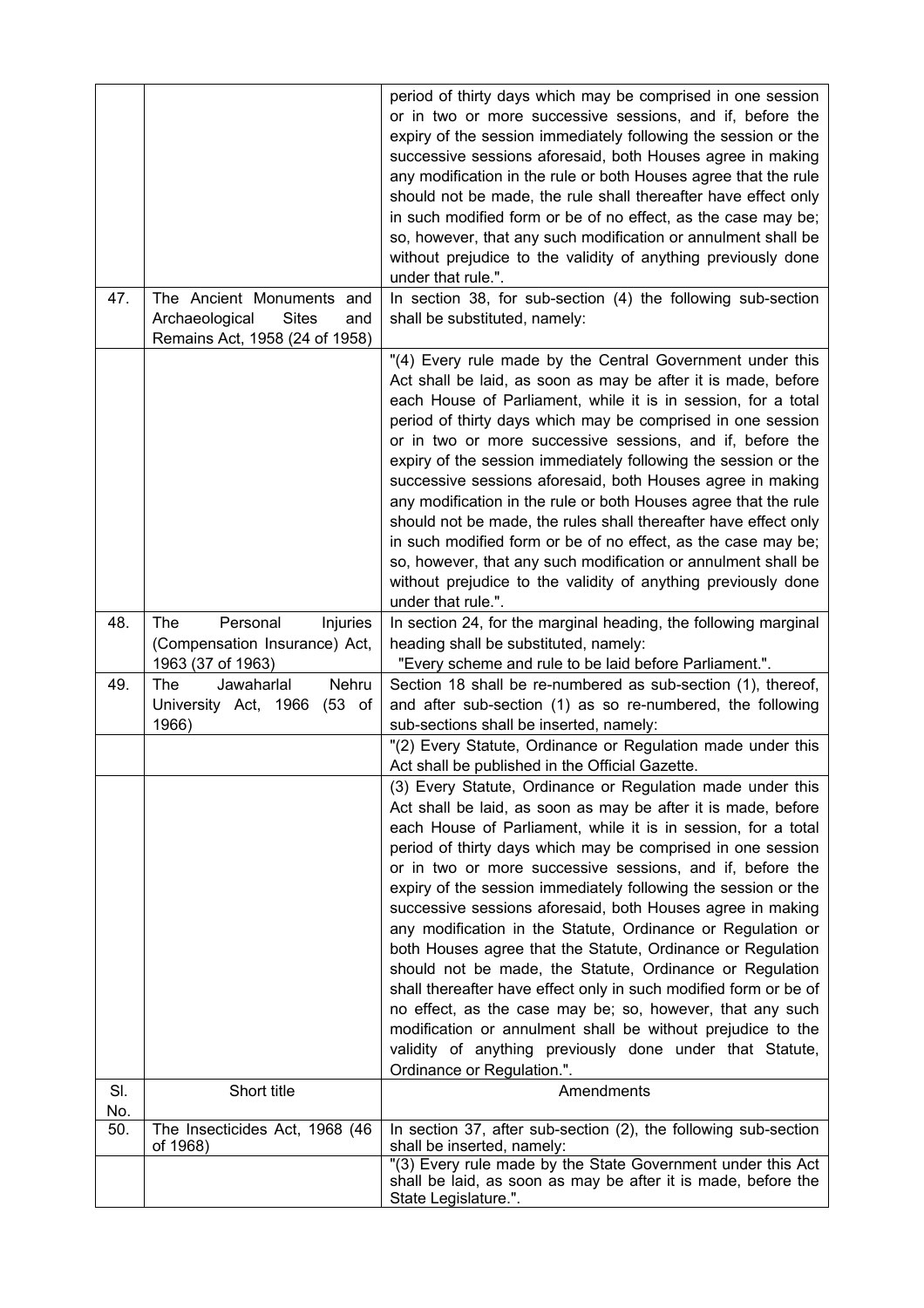| | | |
|---|---|---|
| | | period of thirty days which may be comprised in one session or in two or more successive sessions, and if, before the expiry of the session immediately following the session or the successive sessions aforesaid, both Houses agree in making any modification in the rule or both Houses agree that the rule should not be made, the rule shall thereafter have effect only in such modified form or be of no effect, as the case may be; so, however, that any such modification or annulment shall be without prejudice to the validity of anything previously done under that rule.". |
| 47. | The Ancient Monuments and Archaeological Sites and Remains Act, 1958 (24 of 1958) | In section 38, for sub-section (4) the following sub-section shall be substituted, namely: |
| | | "(4) Every rule made by the Central Government under this Act shall be laid, as soon as may be after it is made, before each House of Parliament, while it is in session, for a total period of thirty days which may be comprised in one session or in two or more successive sessions, and if, before the expiry of the session immediately following the session or the successive sessions aforesaid, both Houses agree in making any modification in the rule or both Houses agree that the rule should not be made, the rules shall thereafter have effect only in such modified form or be of no effect, as the case may be; so, however, that any such modification or annulment shall be without prejudice to the validity of anything previously done under that rule.". |
| 48. | The Personal Injuries (Compensation Insurance) Act, 1963 (37 of 1963) | In section 24, for the marginal heading, the following marginal heading shall be substituted, namely: "Every scheme and rule to be laid before Parliament.". |
| 49. | The Jawaharlal Nehru University Act, 1966 (53 of 1966) | Section 18 shall be re-numbered as sub-section (1), thereof, and after sub-section (1) as so re-numbered, the following sub-sections shall be inserted, namely: |
| | | "(2) Every Statute, Ordinance or Regulation made under this Act shall be published in the Official Gazette. |
| | | (3) Every Statute, Ordinance or Regulation made under this Act shall be laid, as soon as may be after it is made, before each House of Parliament, while it is in session, for a total period of thirty days which may be comprised in one session or in two or more successive sessions, and if, before the expiry of the session immediately following the session or the successive sessions aforesaid, both Houses agree in making any modification in the Statute, Ordinance or Regulation or both Houses agree that the Statute, Ordinance or Regulation should not be made, the Statute, Ordinance or Regulation shall thereafter have effect only in such modified form or be of no effect, as the case may be; so, however, that any such modification or annulment shall be without prejudice to the validity of anything previously done under that Statute, Ordinance or Regulation.". |
| Sl. No. | Short title | Amendments |
| 50. | The Insecticides Act, 1968 (46 of 1968) | In section 37, after sub-section (2), the following sub-section shall be inserted, namely: |
| | | "(3) Every rule made by the State Government under this Act shall be laid, as soon as may be after it is made, before the State Legislature.". |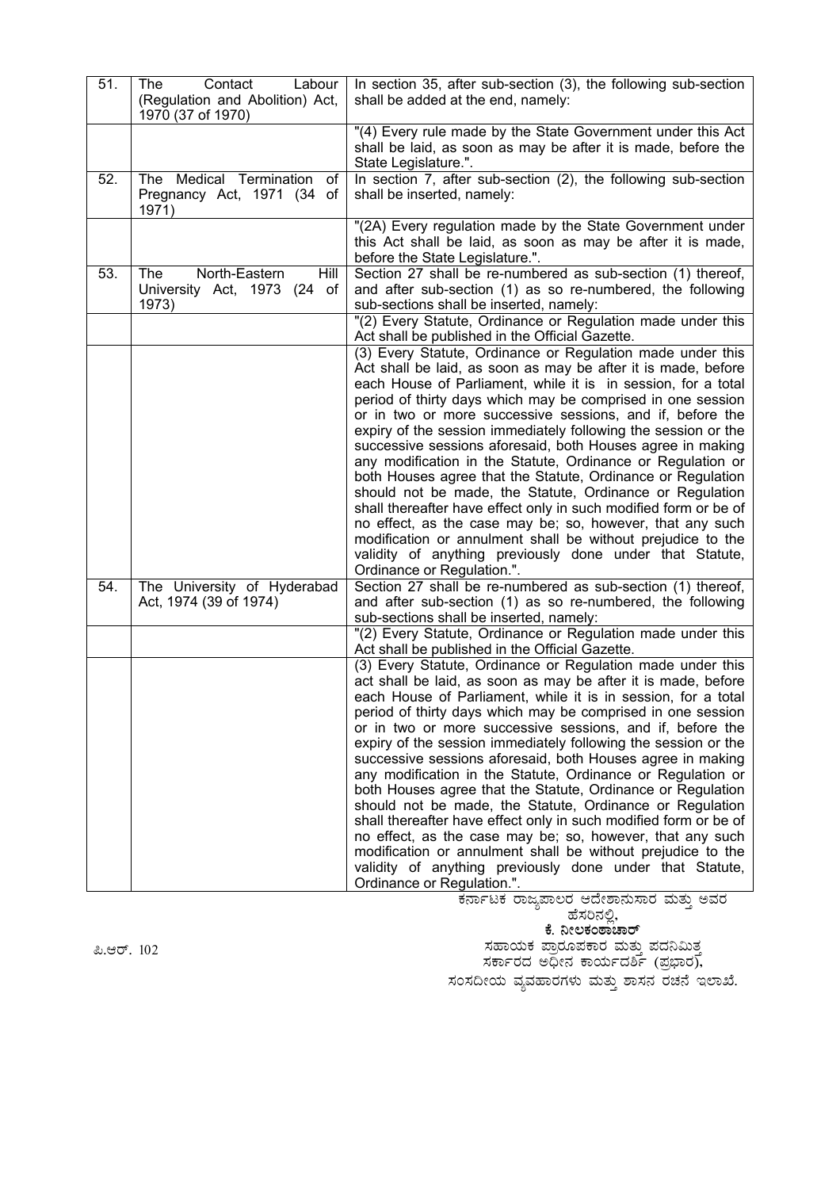| | | |
|---|---|---|
| 51. | The Contact Labour (Regulation and Abolition) Act, 1970 (37 of 1970) | In section 35, after sub-section (3), the following sub-section shall be added at the end, namely: |
| | | "(4) Every rule made by the State Government under this Act shall be laid, as soon as may be after it is made, before the State Legislature.". |
| 52. | The Medical Termination of Pregnancy Act, 1971 (34 of 1971) | In section 7, after sub-section (2), the following sub-section shall be inserted, namely: |
| | | "(2A) Every regulation made by the State Government under this Act shall be laid, as soon as may be after it is made, before the State Legislature.". |
| 53. | The North-Eastern Hill University Act, 1973 (24 of 1973) | Section 27 shall be re-numbered as sub-section (1) thereof, and after sub-section (1) as so re-numbered, the following sub-sections shall be inserted, namely: |
| | | "(2) Every Statute, Ordinance or Regulation made under this Act shall be published in the Official Gazette. |
| | | (3) Every Statute, Ordinance or Regulation made under this Act shall be laid, as soon as may be after it is made, before each House of Parliament, while it is in session, for a total period of thirty days which may be comprised in one session or in two or more successive sessions, and if, before the expiry of the session immediately following the session or the successive sessions aforesaid, both Houses agree in making any modification in the Statute, Ordinance or Regulation or both Houses agree that the Statute, Ordinance or Regulation should not be made, the Statute, Ordinance or Regulation shall thereafter have effect only in such modified form or be of no effect, as the case may be; so, however, that any such modification or annulment shall be without prejudice to the validity of anything previously done under that Statute, Ordinance or Regulation.". |
| 54. | The University of Hyderabad Act, 1974 (39 of 1974) | Section 27 shall be re-numbered as sub-section (1) thereof, and after sub-section (1) as so re-numbered, the following sub-sections shall be inserted, namely: |
| | | "(2) Every Statute, Ordinance or Regulation made under this Act shall be published in the Official Gazette. |
| | | (3) Every Statute, Ordinance or Regulation made under this act shall be laid, as soon as may be after it is made, before each House of Parliament, while it is in session, for a total period of thirty days which may be comprised in one session or in two or more successive sessions, and if, before the expiry of the session immediately following the session or the successive sessions aforesaid, both Houses agree in making any modification in the Statute, Ordinance or Regulation or both Houses agree that the Statute, Ordinance or Regulation should not be made, the Statute, Ordinance or Regulation shall thereafter have effect only in such modified form or be of no effect, as the case may be; so, however, that any such modification or annulment shall be without prejudice to the validity of anything previously done under that Statute, Ordinance or Regulation.". |

ಕರ್ನಾಟಕ ರಾಜ್ಯಪಾಲರ ಆದೇಶಾನುಸಾರ ಮತ್ತು ಅವರ ಹೆಸರಿನಲ್ಲಿ,

**ಕೆ. ನೀಲಕಂಠಾಚಾರ್**

ಸಹಾಯಕ ಪ್ರಾರೂಪಕಾರ ಮತ್ತು ಪದನಿಮಿತ್ತ ಸರ್ಕಾರದ ಅಧೀನ ಕಾರ್ಯದರ್ಶಿ (ಪ್ರಭಾರ),

ಸಂಸದೀಯ ವ್ಯವಹಾರಗಳು ಮತ್ತು ಶಾಸನ ರಚನೆ ಇಲಾಖೆ.

ಪಿ.ಆರ್. 102